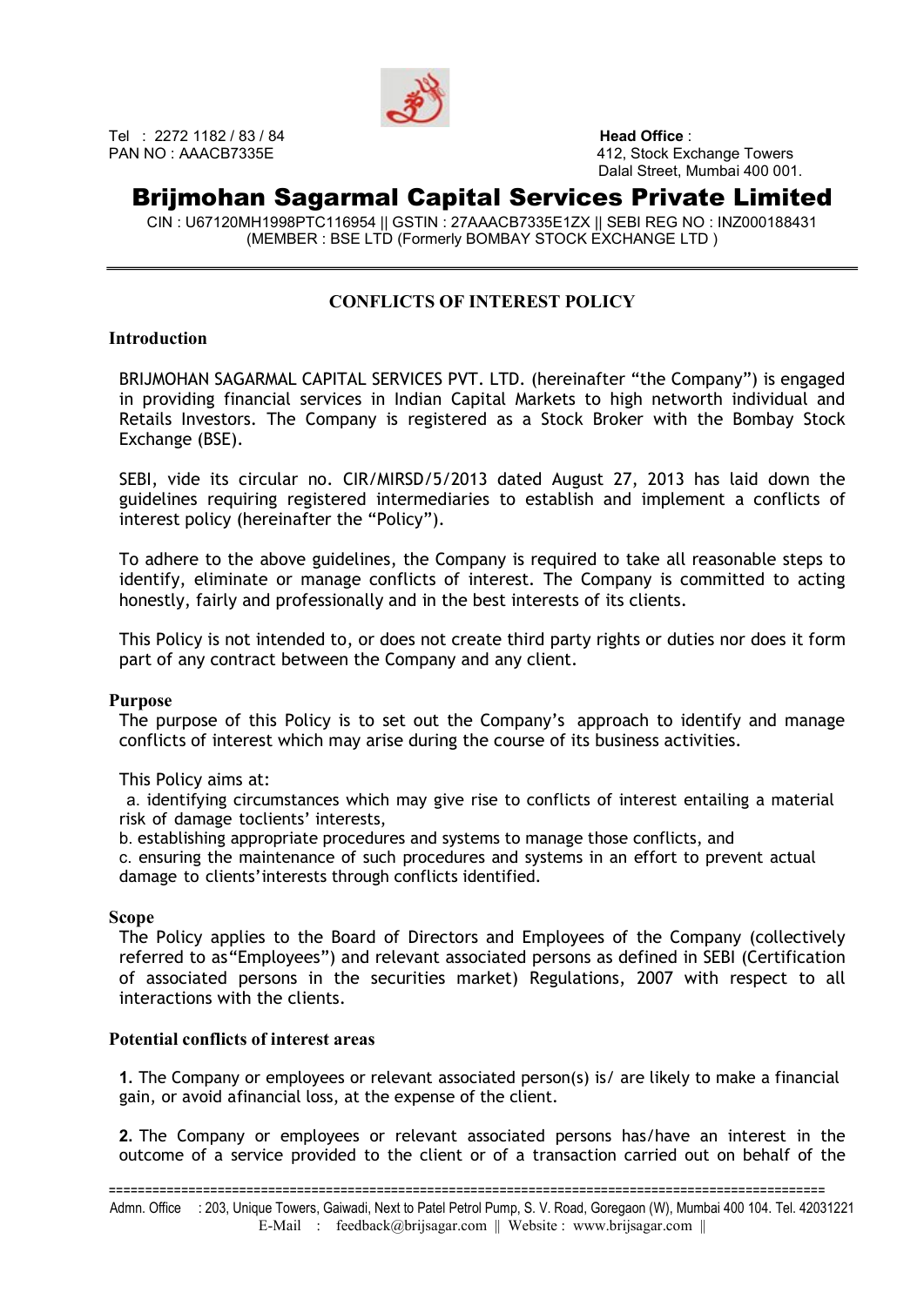Tel : 2272 1182 / 83 / 84
PAN NO : AAACB7335E

**Head Office** :
412, Stock Exchange Towers
Dalal Street, Mumbai 400 001.

# Brijmohan Sagarmal Capital Services Private Limited

CIN : U67120MH1998PTC116954 || GSTIN : 27AAACB7335E1ZX || SEBI REG NO : INZ000188431
(MEMBER : BSE LTD (Formerly BOMBAY STOCK EXCHANGE LTD )

## CONFLICTS OF INTEREST POLICY

### Introduction

BRIJMOHAN SAGARMAL CAPITAL SERVICES PVT. LTD. (hereinafter "the Company") is engaged in providing financial services in Indian Capital Markets to high networth individual and Retails Investors. The Company is registered as a Stock Broker with the Bombay Stock Exchange (BSE).

SEBI, vide its circular no. CIR/MIRSD/5/2013 dated August 27, 2013 has laid down the guidelines requiring registered intermediaries to establish and implement a conflicts of interest policy (hereinafter the "Policy").

To adhere to the above guidelines, the Company is required to take all reasonable steps to identify, eliminate or manage conflicts of interest. The Company is committed to acting honestly, fairly and professionally and in the best interests of its clients.

This Policy is not intended to, or does not create third party rights or duties nor does it form part of any contract between the Company and any client.

### Purpose

The purpose of this Policy is to set out the Company's approach to identify and manage conflicts of interest which may arise during the course of its business activities.

This Policy aims at:

a. identifying circumstances which may give rise to conflicts of interest entailing a material risk of damage toclients' interests,
b. establishing appropriate procedures and systems to manage those conflicts, and
c. ensuring the maintenance of such procedures and systems in an effort to prevent actual damage to clients'interests through conflicts identified.

### Scope

The Policy applies to the Board of Directors and Employees of the Company (collectively referred to as"Employees") and relevant associated persons as defined in SEBI (Certification of associated persons in the securities market) Regulations, 2007 with respect to all interactions with the clients.

### Potential conflicts of interest areas

**1.** The Company or employees or relevant associated person(s) is/ are likely to make a financial gain, or avoid afinancial loss, at the expense of the client.

**2.** The Company or employees or relevant associated persons has/have an interest in the outcome of a service provided to the client or of a transaction carried out on behalf of the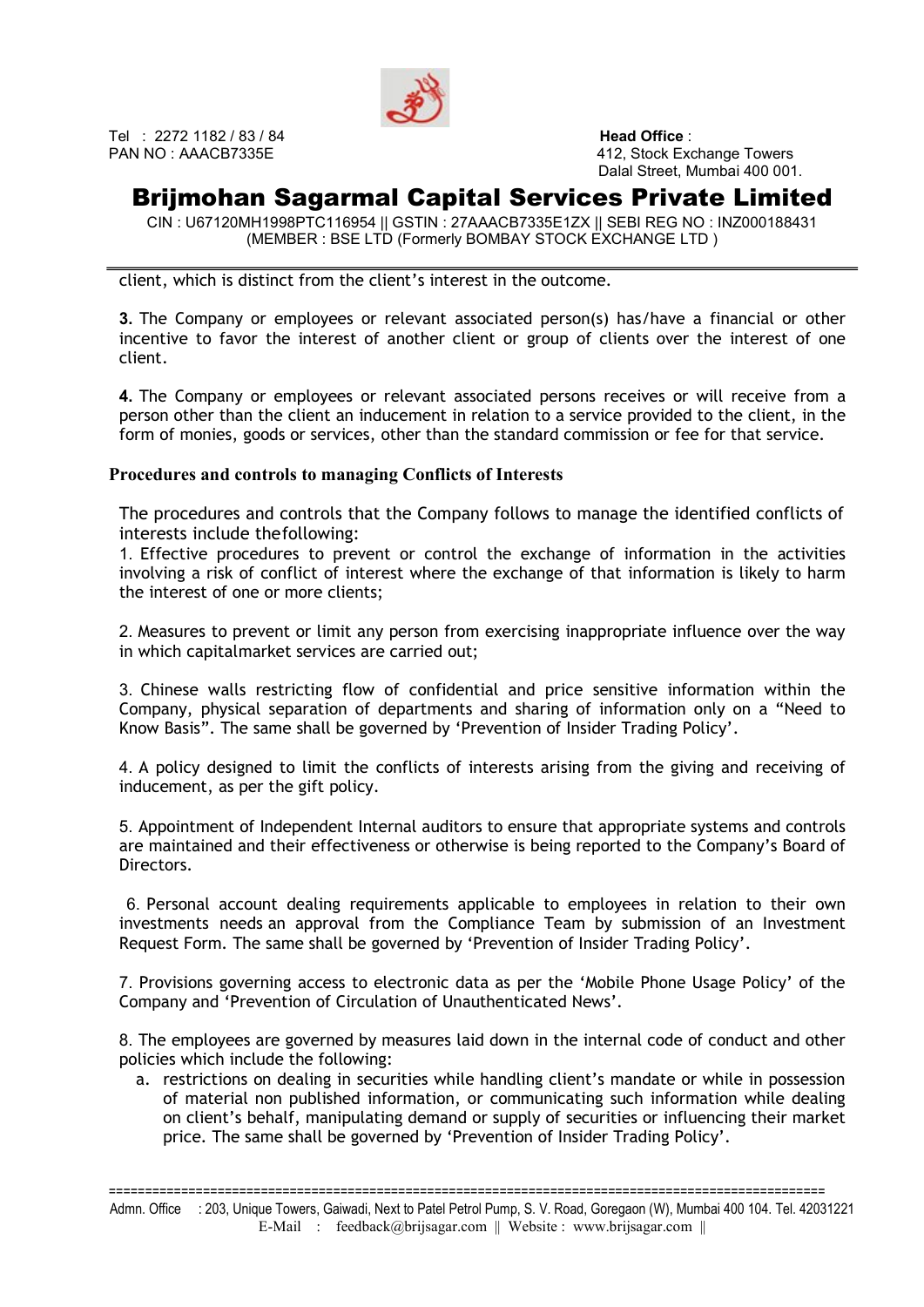client, which is distinct from the client's interest in the outcome.

**3.** The Company or employees or relevant associated person(s) has/have a financial or other incentive to favor the interest of another client or group of clients over the interest of one client.

**4.** The Company or employees or relevant associated persons receives or will receive from a person other than the client an inducement in relation to a service provided to the client, in the form of monies, goods or services, other than the standard commission or fee for that service.

**Procedures and controls to managing Conflicts of Interests**

The procedures and controls that the Company follows to manage the identified conflicts of interests include thefollowing:

1. Effective procedures to prevent or control the exchange of information in the activities involving a risk of conflict of interest where the exchange of that information is likely to harm the interest of one or more clients;

2. Measures to prevent or limit any person from exercising inappropriate influence over the way in which capitalmarket services are carried out;

3. Chinese walls restricting flow of confidential and price sensitive information within the Company, physical separation of departments and sharing of information only on a "Need to Know Basis". The same shall be governed by 'Prevention of Insider Trading Policy'.

4. A policy designed to limit the conflicts of interests arising from the giving and receiving of inducement, as per the gift policy.

5. Appointment of Independent Internal auditors to ensure that appropriate systems and controls are maintained and their effectiveness or otherwise is being reported to the Company's Board of Directors.

6. Personal account dealing requirements applicable to employees in relation to their own investments needs an approval from the Compliance Team by submission of an Investment Request Form. The same shall be governed by 'Prevention of Insider Trading Policy'.

7. Provisions governing access to electronic data as per the 'Mobile Phone Usage Policy' of the Company and 'Prevention of Circulation of Unauthenticated News'.

8. The employees are governed by measures laid down in the internal code of conduct and other policies which include the following:

   a. restrictions on dealing in securities while handling client's mandate or while in possession of material non published information, or communicating such information while dealing on client's behalf, manipulating demand or supply of securities or influencing their market price. The same shall be governed by 'Prevention of Insider Trading Policy'.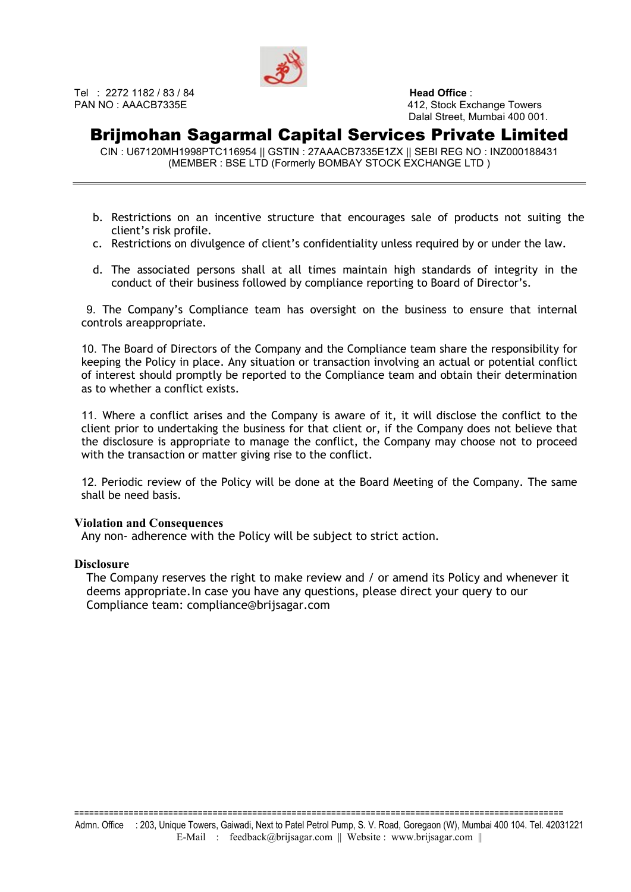b. Restrictions on an incentive structure that encourages sale of products not suiting the client's risk profile.
c. Restrictions on divulgence of client's confidentiality unless required by or under the law.

d. The associated persons shall at all times maintain high standards of integrity in the conduct of their business followed by compliance reporting to Board of Director's.

9. The Company's Compliance team has oversight on the business to ensure that internal controls areappropriate.

10. The Board of Directors of the Company and the Compliance team share the responsibility for keeping the Policy in place. Any situation or transaction involving an actual or potential conflict of interest should promptly be reported to the Compliance team and obtain their determination as to whether a conflict exists.

11. Where a conflict arises and the Company is aware of it, it will disclose the conflict to the client prior to undertaking the business for that client or, if the Company does not believe that the disclosure is appropriate to manage the conflict, the Company may choose not to proceed with the transaction or matter giving rise to the conflict.

12. Periodic review of the Policy will be done at the Board Meeting of the Company. The same shall be need basis.

**Violation and Consequences**

Any non- adherence with the Policy will be subject to strict action.

**Disclosure**

The Company reserves the right to make review and / or amend its Policy and whenever it deems appropriate.In case you have any questions, please direct your query to our Compliance team: compliance@brijsagar.com